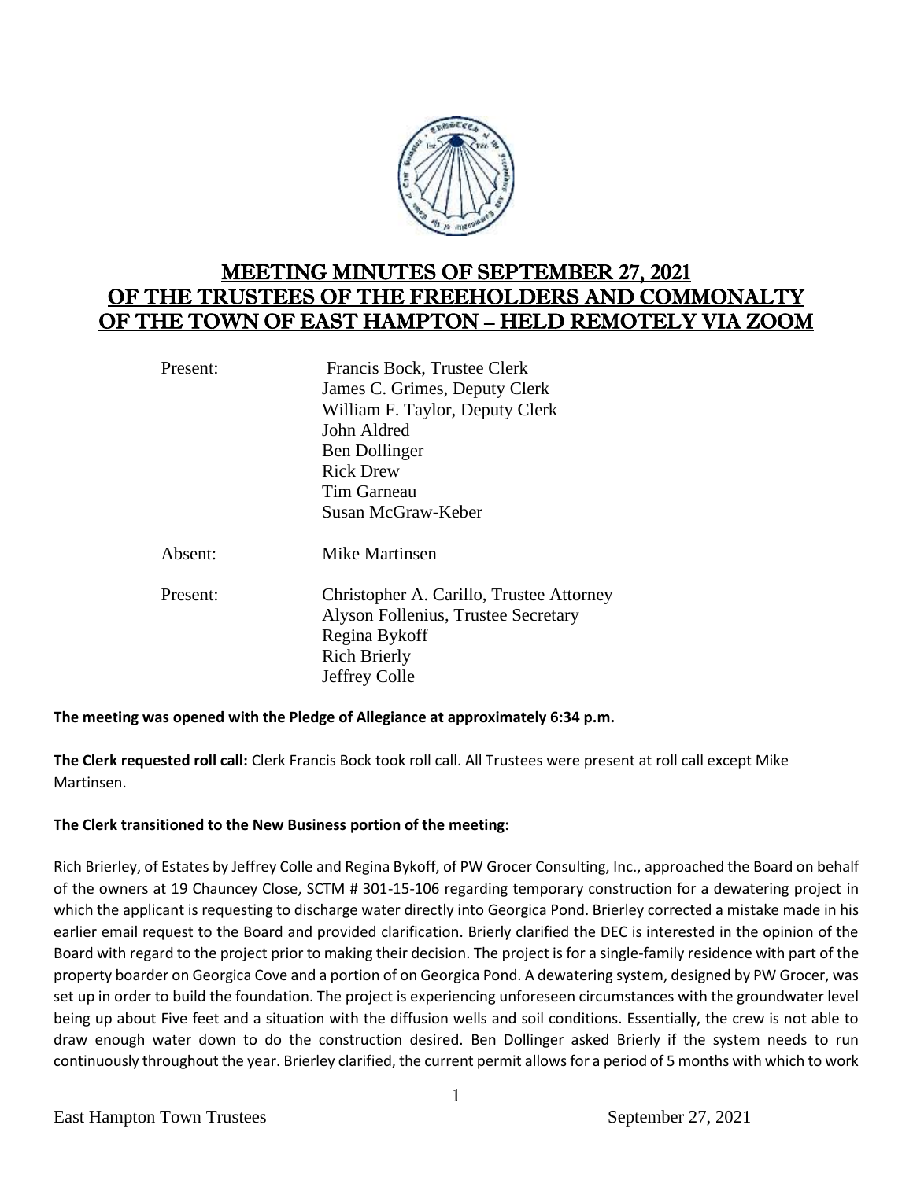# MEETING MINUTES OF SEPTEMBER 27, 2021 OF THE TRUSTEES OF THE FREEHOLDERS AND COMMONALTY OF THE TOWN OF EAST HAMPTON – HELD REMOTELY VIA ZOOM

| | |
|---|---|
| Present: | Francis Bock, Trustee Clerk |
| | James C. Grimes, Deputy Clerk |
| | William F. Taylor, Deputy Clerk |
| | John Aldred |
| | Ben Dollinger |
| | Rick Drew |
| | Tim Garneau |
| | Susan McGraw-Keber |
| Absent: | Mike Martinsen |
| Present: | Christopher A. Carillo, Trustee Attorney |
| | Alyson Follenius, Trustee Secretary |
| | Regina Bykoff |
| | Rich Brierly |
| | Jeffrey Colle |

**The meeting was opened with the Pledge of Allegiance at approximately 6:34 p.m.**

**The Clerk requested roll call:** Clerk Francis Bock took roll call. All Trustees were present at roll call except Mike Martinsen.

**The Clerk transitioned to the New Business portion of the meeting:**

Rich Brierley, of Estates by Jeffrey Colle and Regina Bykoff, of PW Grocer Consulting, Inc., approached the Board on behalf of the owners at 19 Chauncey Close, SCTM # 301-15-106 regarding temporary construction for a dewatering project in which the applicant is requesting to discharge water directly into Georgica Pond. Brierley corrected a mistake made in his earlier email request to the Board and provided clarification. Brierly clarified the DEC is interested in the opinion of the Board with regard to the project prior to making their decision. The project is for a single-family residence with part of the property boarder on Georgica Cove and a portion of on Georgica Pond. A dewatering system, designed by PW Grocer, was set up in order to build the foundation. The project is experiencing unforeseen circumstances with the groundwater level being up about Five feet and a situation with the diffusion wells and soil conditions. Essentially, the crew is not able to draw enough water down to do the construction desired. Ben Dollinger asked Brierly if the system needs to run continuously throughout the year. Brierley clarified, the current permit allows for a period of 5 months with which to work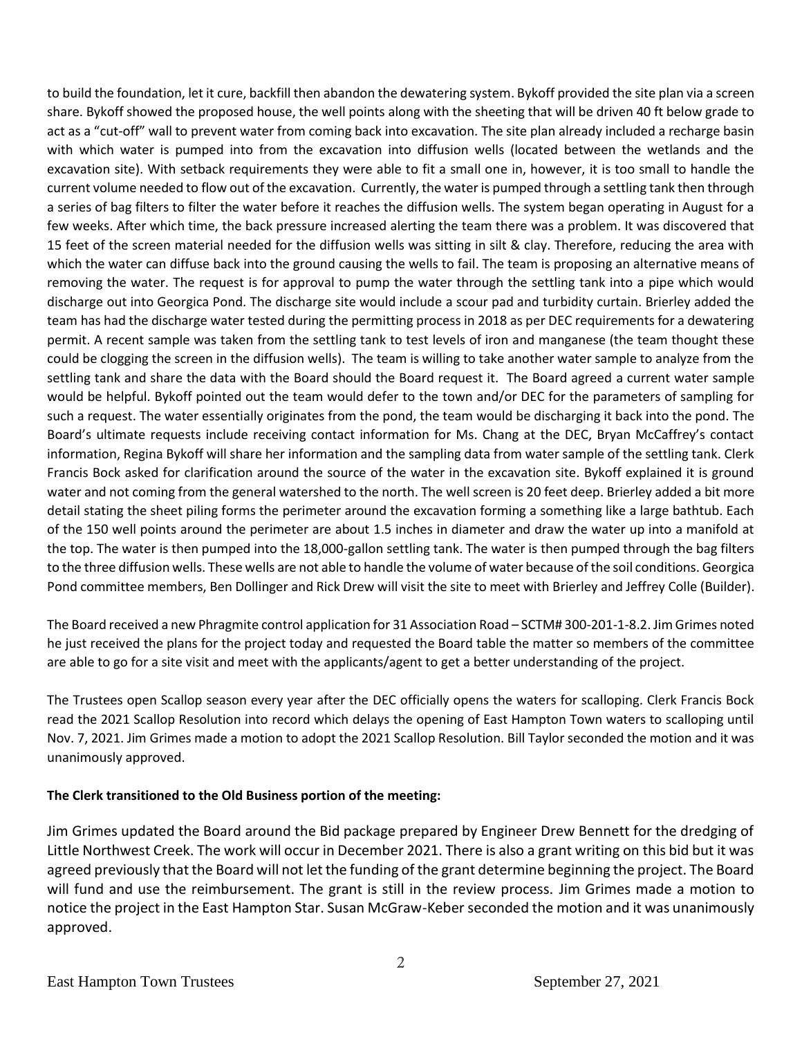to build the foundation, let it cure, backfill then abandon the dewatering system. Bykoff provided the site plan via a screen share. Bykoff showed the proposed house, the well points along with the sheeting that will be driven 40 ft below grade to act as a "cut-off" wall to prevent water from coming back into excavation. The site plan already included a recharge basin with which water is pumped into from the excavation into diffusion wells (located between the wetlands and the excavation site). With setback requirements they were able to fit a small one in, however, it is too small to handle the current volume needed to flow out of the excavation. Currently, the water is pumped through a settling tank then through a series of bag filters to filter the water before it reaches the diffusion wells. The system began operating in August for a few weeks. After which time, the back pressure increased alerting the team there was a problem. It was discovered that 15 feet of the screen material needed for the diffusion wells was sitting in silt & clay. Therefore, reducing the area with which the water can diffuse back into the ground causing the wells to fail. The team is proposing an alternative means of removing the water. The request is for approval to pump the water through the settling tank into a pipe which would discharge out into Georgica Pond. The discharge site would include a scour pad and turbidity curtain. Brierley added the team has had the discharge water tested during the permitting process in 2018 as per DEC requirements for a dewatering permit. A recent sample was taken from the settling tank to test levels of iron and manganese (the team thought these could be clogging the screen in the diffusion wells). The team is willing to take another water sample to analyze from the settling tank and share the data with the Board should the Board request it. The Board agreed a current water sample would be helpful. Bykoff pointed out the team would defer to the town and/or DEC for the parameters of sampling for such a request. The water essentially originates from the pond, the team would be discharging it back into the pond. The Board's ultimate requests include receiving contact information for Ms. Chang at the DEC, Bryan McCaffrey's contact information, Regina Bykoff will share her information and the sampling data from water sample of the settling tank. Clerk Francis Bock asked for clarification around the source of the water in the excavation site. Bykoff explained it is ground water and not coming from the general watershed to the north. The well screen is 20 feet deep. Brierley added a bit more detail stating the sheet piling forms the perimeter around the excavation forming a something like a large bathtub. Each of the 150 well points around the perimeter are about 1.5 inches in diameter and draw the water up into a manifold at the top. The water is then pumped into the 18,000-gallon settling tank. The water is then pumped through the bag filters to the three diffusion wells. These wells are not able to handle the volume of water because of the soil conditions. Georgica Pond committee members, Ben Dollinger and Rick Drew will visit the site to meet with Brierley and Jeffrey Colle (Builder).

The Board received a new Phragmite control application for 31 Association Road – SCTM# 300-201-1-8.2. Jim Grimes noted he just received the plans for the project today and requested the Board table the matter so members of the committee are able to go for a site visit and meet with the applicants/agent to get a better understanding of the project.

The Trustees open Scallop season every year after the DEC officially opens the waters for scalloping. Clerk Francis Bock read the 2021 Scallop Resolution into record which delays the opening of East Hampton Town waters to scalloping until Nov. 7, 2021. Jim Grimes made a motion to adopt the 2021 Scallop Resolution. Bill Taylor seconded the motion and it was unanimously approved.

**The Clerk transitioned to the Old Business portion of the meeting:**

Jim Grimes updated the Board around the Bid package prepared by Engineer Drew Bennett for the dredging of Little Northwest Creek. The work will occur in December 2021. There is also a grant writing on this bid but it was agreed previously that the Board will not let the funding of the grant determine beginning the project. The Board will fund and use the reimbursement. The grant is still in the review process. Jim Grimes made a motion to notice the project in the East Hampton Star. Susan McGraw-Keber seconded the motion and it was unanimously approved.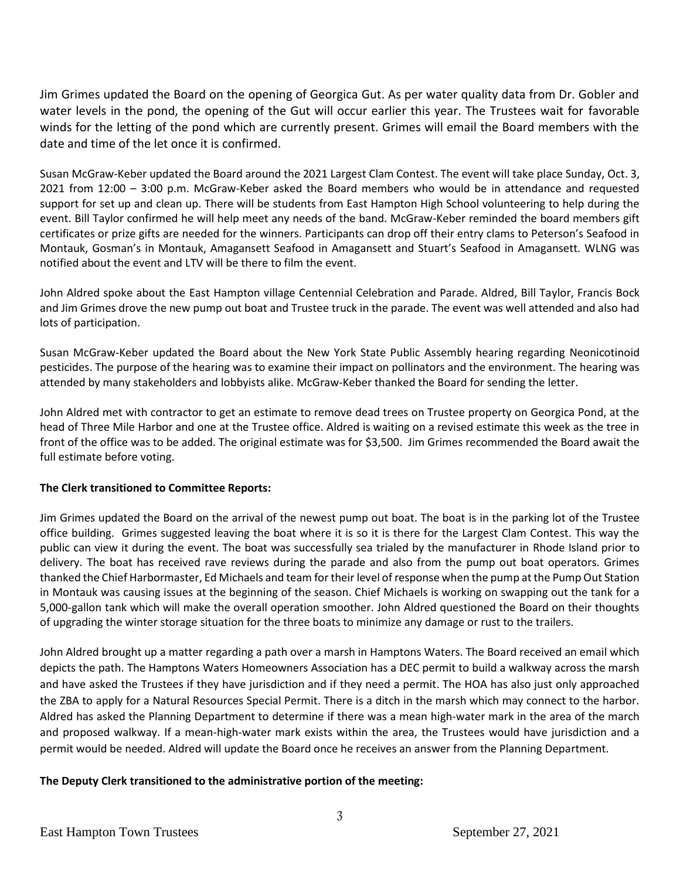Jim Grimes updated the Board on the opening of Georgica Gut. As per water quality data from Dr. Gobler and water levels in the pond, the opening of the Gut will occur earlier this year. The Trustees wait for favorable winds for the letting of the pond which are currently present. Grimes will email the Board members with the date and time of the let once it is confirmed.

Susan McGraw-Keber updated the Board around the 2021 Largest Clam Contest. The event will take place Sunday, Oct. 3, 2021 from 12:00 – 3:00 p.m. McGraw-Keber asked the Board members who would be in attendance and requested support for set up and clean up. There will be students from East Hampton High School volunteering to help during the event. Bill Taylor confirmed he will help meet any needs of the band. McGraw-Keber reminded the board members gift certificates or prize gifts are needed for the winners. Participants can drop off their entry clams to Peterson's Seafood in Montauk, Gosman's in Montauk, Amagansett Seafood in Amagansett and Stuart's Seafood in Amagansett. WLNG was notified about the event and LTV will be there to film the event.

John Aldred spoke about the East Hampton village Centennial Celebration and Parade. Aldred, Bill Taylor, Francis Bock and Jim Grimes drove the new pump out boat and Trustee truck in the parade. The event was well attended and also had lots of participation.

Susan McGraw-Keber updated the Board about the New York State Public Assembly hearing regarding Neonicotinoid pesticides. The purpose of the hearing was to examine their impact on pollinators and the environment. The hearing was attended by many stakeholders and lobbyists alike. McGraw-Keber thanked the Board for sending the letter.

John Aldred met with contractor to get an estimate to remove dead trees on Trustee property on Georgica Pond, at the head of Three Mile Harbor and one at the Trustee office. Aldred is waiting on a revised estimate this week as the tree in front of the office was to be added. The original estimate was for $3,500. Jim Grimes recommended the Board await the full estimate before voting.

**The Clerk transitioned to Committee Reports:**

Jim Grimes updated the Board on the arrival of the newest pump out boat. The boat is in the parking lot of the Trustee office building. Grimes suggested leaving the boat where it is so it is there for the Largest Clam Contest. This way the public can view it during the event. The boat was successfully sea trialed by the manufacturer in Rhode Island prior to delivery. The boat has received rave reviews during the parade and also from the pump out boat operators. Grimes thanked the Chief Harbormaster, Ed Michaels and team for their level of response when the pump at the Pump Out Station in Montauk was causing issues at the beginning of the season. Chief Michaels is working on swapping out the tank for a 5,000-gallon tank which will make the overall operation smoother. John Aldred questioned the Board on their thoughts of upgrading the winter storage situation for the three boats to minimize any damage or rust to the trailers.

John Aldred brought up a matter regarding a path over a marsh in Hamptons Waters. The Board received an email which depicts the path. The Hamptons Waters Homeowners Association has a DEC permit to build a walkway across the marsh and have asked the Trustees if they have jurisdiction and if they need a permit. The HOA has also just only approached the ZBA to apply for a Natural Resources Special Permit. There is a ditch in the marsh which may connect to the harbor. Aldred has asked the Planning Department to determine if there was a mean high-water mark in the area of the march and proposed walkway. If a mean-high-water mark exists within the area, the Trustees would have jurisdiction and a permit would be needed. Aldred will update the Board once he receives an answer from the Planning Department.

**The Deputy Clerk transitioned to the administrative portion of the meeting:**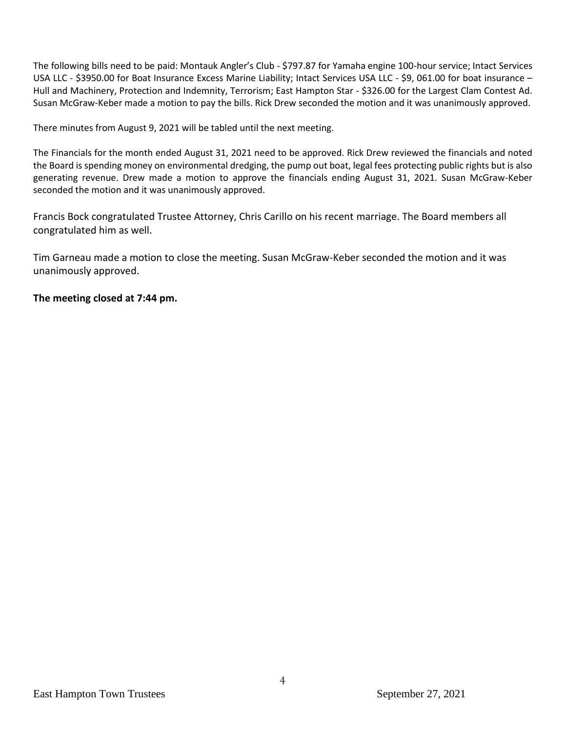The following bills need to be paid: Montauk Angler's Club - $797.87 for Yamaha engine 100-hour service; Intact Services USA LLC - $3950.00 for Boat Insurance Excess Marine Liability; Intact Services USA LLC - $9, 061.00 for boat insurance – Hull and Machinery, Protection and Indemnity, Terrorism; East Hampton Star - $326.00 for the Largest Clam Contest Ad. Susan McGraw-Keber made a motion to pay the bills. Rick Drew seconded the motion and it was unanimously approved.

There minutes from August 9, 2021 will be tabled until the next meeting.

The Financials for the month ended August 31, 2021 need to be approved. Rick Drew reviewed the financials and noted the Board is spending money on environmental dredging, the pump out boat, legal fees protecting public rights but is also generating revenue. Drew made a motion to approve the financials ending August 31, 2021. Susan McGraw-Keber seconded the motion and it was unanimously approved.

Francis Bock congratulated Trustee Attorney, Chris Carillo on his recent marriage. The Board members all congratulated him as well.

Tim Garneau made a motion to close the meeting. Susan McGraw-Keber seconded the motion and it was unanimously approved.

**The meeting closed at 7:44 pm.**